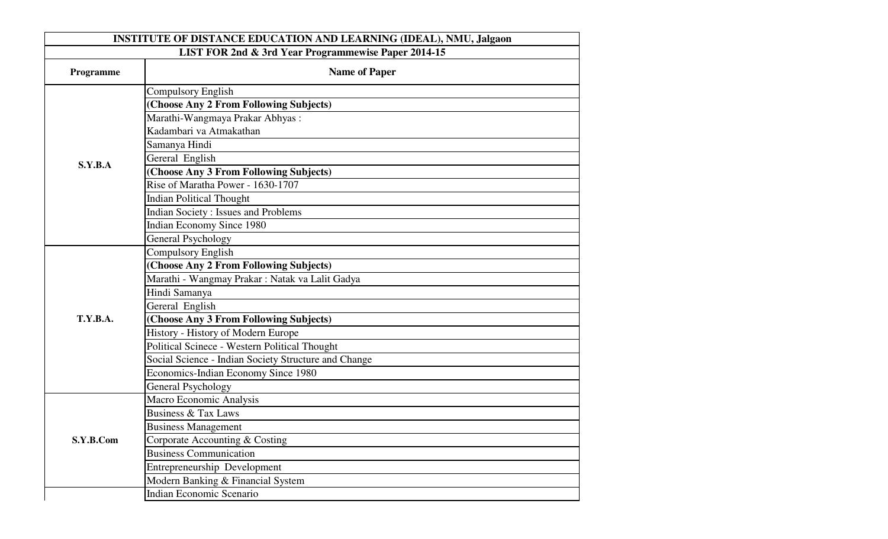| INSTITUTE OF DISTANCE EDUCATION AND LEARNING (IDEAL), NMU, Jalgaon | |
|---|---|
| **LIST FOR 2nd & 3rd Year Programmewise Paper 2014-15** | |
| **Programme** | **Name of Paper** |
| **S.Y.B.A** | Compulsory English |
| | **(Choose Any 2 From Following Subjects)** |
| | Marathi-Wangmaya Prakar Abhyas : Kadambari va Atmakathan |
| | Samanya Hindi |
| | Gereral English |
| | **(Choose Any 3 From Following Subjects)** |
| | Rise of Maratha Power - 1630-1707 |
| | Indian Political Thought |
| | Indian Society : Issues and Problems |
| | Indian Economy Since 1980 |
| | General Psychology |
| **T.Y.B.A.** | Compulsory English |
| | **(Choose Any 2 From Following Subjects)** |
| | Marathi - Wangmay Prakar : Natak va Lalit Gadya |
| | Hindi Samanya |
| | Gereral English |
| | **(Choose Any 3 From Following Subjects)** |
| | History - History of Modern Europe |
| | Political Scinece - Western Political Thought |
| | Social Science - Indian Society Structure and Change |
| | Economics-Indian Economy Since 1980 |
| | General Psychology |
| **S.Y.B.Com** | Macro Economic Analysis |
| | Business & Tax Laws |
| | Business Management |
| | Corporate Accounting & Costing |
| | Business Communication |
| | Entrepreneurship Development |
| | Modern Banking & Financial System |
| | Indian Economic Scenario |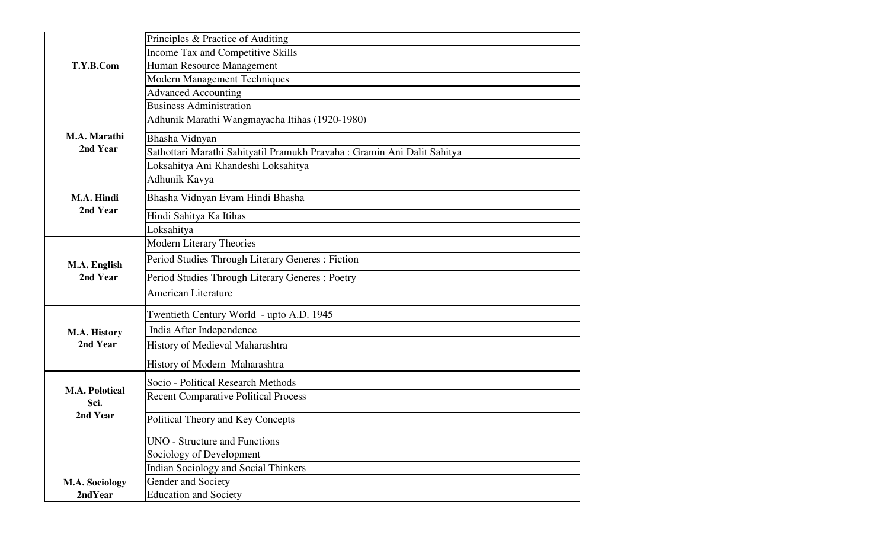| | |
|---|---|
| **T.Y.B.Com** | Principles & Practice of Auditing |
| | Income Tax and Competitive Skills |
| | Human Resource Management |
| | Modern Management Techniques |
| | Advanced Accounting |
| | Business Administration |
| **M.A. Marathi 2nd Year** | Adhunik Marathi Wangmayacha Itihas (1920-1980) |
| | Bhasha Vidnyan |
| | Sathottari Marathi Sahityatil Pramukh Pravaha : Gramin Ani Dalit Sahitya |
| | Loksahitya Ani Khandeshi Loksahitya |
| **M.A. Hindi 2nd Year** | Adhunik Kavya |
| | Bhasha Vidnyan Evam Hindi Bhasha |
| | Hindi Sahitya Ka Itihas |
| | Loksahitya |
| **M.A. English 2nd Year** | Modern Literary Theories |
| | Period Studies Through Literary Generes : Fiction |
| | Period Studies Through Literary Generes : Poetry |
| | American Literature |
| **M.A. History 2nd Year** | Twentieth Century World - upto A.D. 1945 |
| | India After Independence |
| | History of Medieval Maharashtra |
| | History of Modern Maharashtra |
| **M.A. Polotical Sci. 2nd Year** | Socio - Political Research Methods |
| | Recent Comparative Political Process |
| | Political Theory and Key Concepts |
| | UNO - Structure and Functions |
| **M.A. Sociology 2ndYear** | Sociology of Development |
| | Indian Sociology and Social Thinkers |
| | Gender and Society |
| | Education and Society |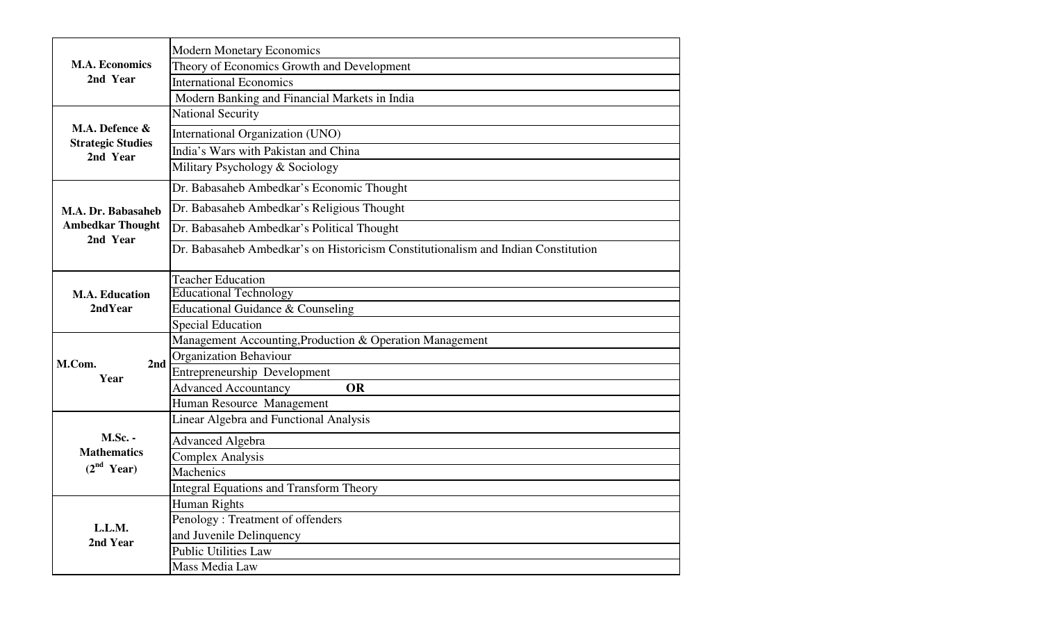| | |
|---|---|
| **M.A. Economics 2nd Year** | Modern Monetary Economics |
| | Theory of Economics Growth and Development |
| | International Economics |
| | Modern Banking and Financial Markets in India |
| **M.A. Defence & Strategic Studies 2nd Year** | National Security |
| | International Organization (UNO) |
| | India's Wars with Pakistan and China |
| | Military Psychology & Sociology |
| **M.A. Dr. Babasaheb Ambedkar Thought 2nd Year** | Dr. Babasaheb Ambedkar's Economic Thought |
| | Dr. Babasaheb Ambedkar's Religious Thought |
| | Dr. Babasaheb Ambedkar's Political Thought |
| | Dr. Babasaheb Ambedkar's on Historicism Constitutionalism and Indian Constitution |
| **M.A. Education 2ndYear** | Teacher Education |
| | Educational Technology |
| | Educational Guidance & Counseling |
| | Special Education |
| **M.Com. 2nd Year** | Management Accounting,Production & Operation Management |
| | Organization Behaviour |
| | Entrepreneurship Development |
| | Advanced Accountancy **OR** |
| | Human Resource Management |
| **M.Sc. - Mathematics (2nd Year)** | Linear Algebra and Functional Analysis |
| | Advanced Algebra |
| | Complex Analysis |
| | Machenics |
| | Integral Equations and Transform Theory |
| **L.L.M. 2nd Year** | Human Rights |
| | Penology : Treatment of offenders and Juvenile Delinquency |
| | Public Utilities Law |
| | Mass Media Law |